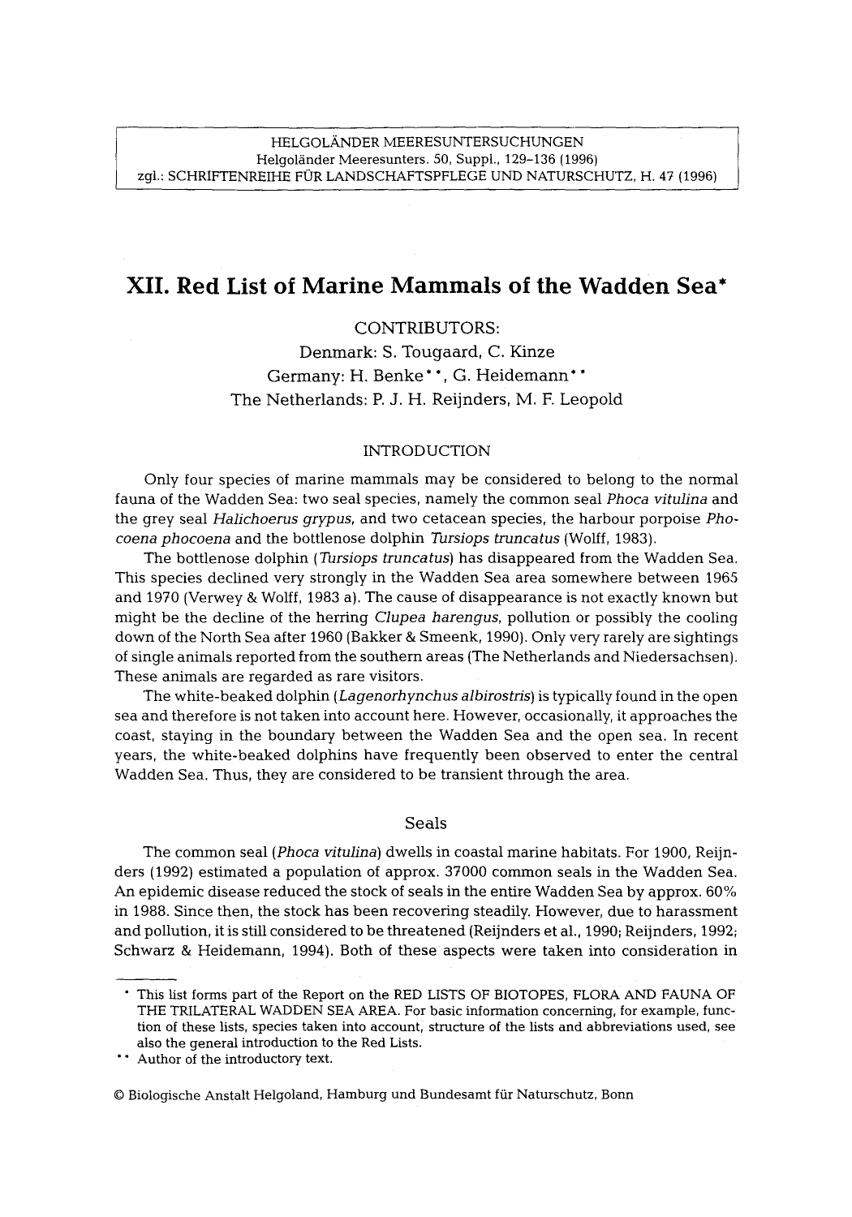# XII. Red List of Marine Mammals of the Wadden Sea*

CONTRIBUTORS:

Denmark: S. Tougaard, C. Kinze

Germany: H. Benke**, G. Heidemann**

The Netherlands: P. J. H. Reijnders, M. F. Leopold

## INTRODUCTION

Only four species of marine mammals may be considered to belong to the normal fauna of the Wadden Sea: two seal species, namely the common seal *Phoca vitulina* and the grey seal *Halichoerus grypus*, and two cetacean species, the harbour porpoise *Phocoena phocoena* and the bottlenose dolphin *Tursiops truncatus* (Wolff, 1983).

The bottlenose dolphin (*Tursiops truncatus*) has disappeared from the Wadden Sea. This species declined very strongly in the Wadden Sea area somewhere between 1965 and 1970 (Verwey & Wolff, 1983 a). The cause of disappearance is not exactly known but might be the decline of the herring *Clupea harengus*, pollution or possibly the cooling down of the North Sea after 1960 (Bakker & Smeenk, 1990). Only very rarely are sightings of single animals reported from the southern areas (The Netherlands and Niedersachsen). These animals are regarded as rare visitors.

The white-beaked dolphin (*Lagenorhynchus albirostris*) is typically found in the open sea and therefore is not taken into account here. However, occasionally, it approaches the coast, staying in the boundary between the Wadden Sea and the open sea. In recent years, the white-beaked dolphins have frequently been observed to enter the central Wadden Sea. Thus, they are considered to be transient through the area.

### Seals

The common seal (*Phoca vitulina*) dwells in coastal marine habitats. For 1900, Reijnders (1992) estimated a population of approx. 37000 common seals in the Wadden Sea. An epidemic disease reduced the stock of seals in the entire Wadden Sea by approx. 60% in 1988. Since then, the stock has been recovering steadily. However, due to harassment and pollution, it is still considered to be threatened (Reijnders et al., 1990; Reijnders, 1992; Schwarz & Heidemann, 1994). Both of these aspects were taken into consideration in

---

* This list forms part of the Report on the RED LISTS OF BIOTOPES, FLORA AND FAUNA OF THE TRILATERAL WADDEN SEA AREA. For basic information concerning, for example, function of these lists, species taken into account, structure of the lists and abbreviations used, see also the general introduction to the Red Lists.

** Author of the introductory text.

© Biologische Anstalt Helgoland, Hamburg und Bundesamt für Naturschutz, Bonn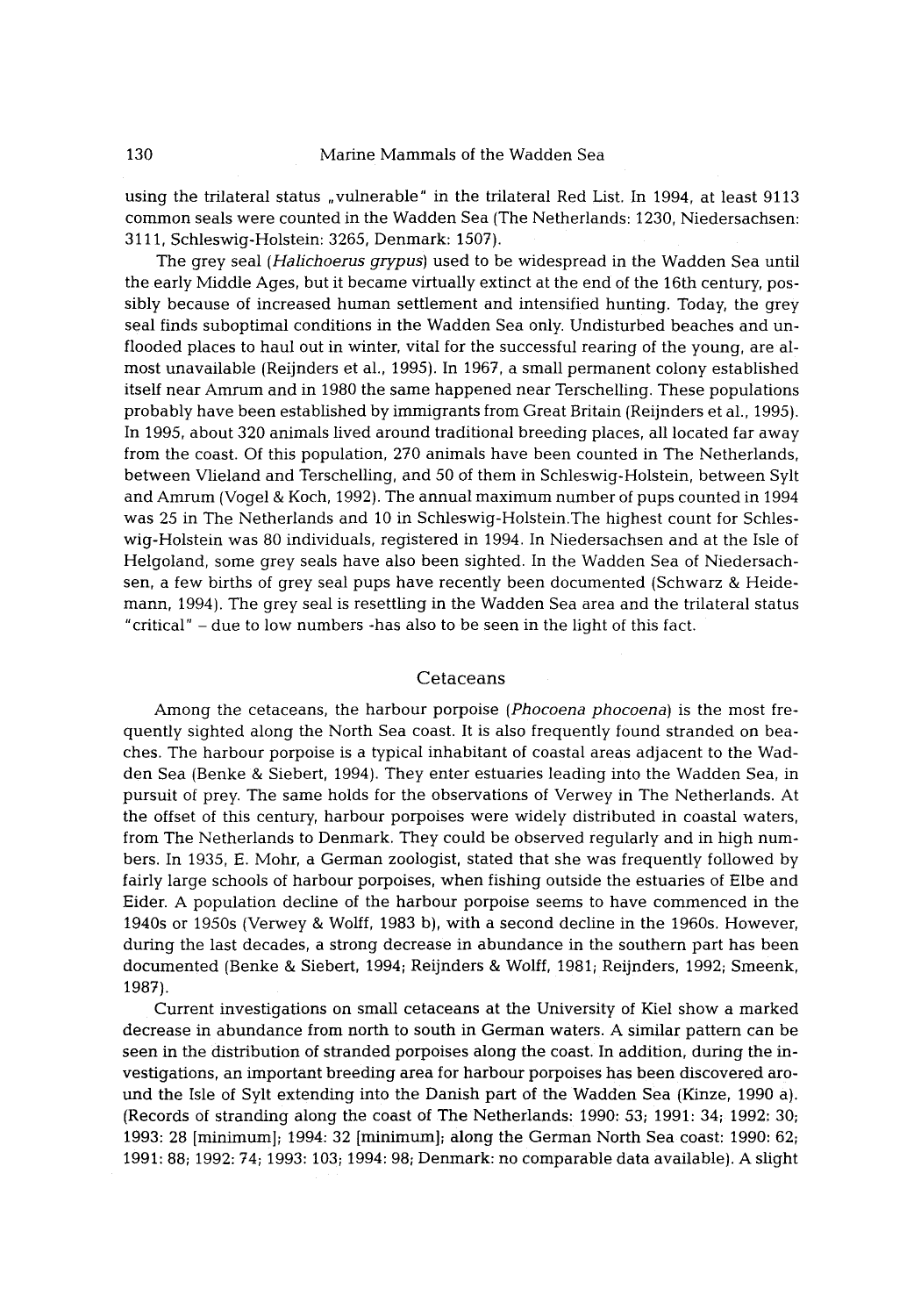using the trilateral status „vulnerable" in the trilateral Red List. In 1994, at least 9113 common seals were counted in the Wadden Sea (The Netherlands: 1230, Niedersachsen: 3111, Schleswig-Holstein: 3265, Denmark: 1507).

The grey seal (*Halichoerus grypus*) used to be widespread in the Wadden Sea until the early Middle Ages, but it became virtually extinct at the end of the 16th century, possibly because of increased human settlement and intensified hunting. Today, the grey seal finds suboptimal conditions in the Wadden Sea only. Undisturbed beaches and unflooded places to haul out in winter, vital for the successful rearing of the young, are almost unavailable (Reijnders et al., 1995). In 1967, a small permanent colony established itself near Amrum and in 1980 the same happened near Terschelling. These populations probably have been established by immigrants from Great Britain (Reijnders et al., 1995). In 1995, about 320 animals lived around traditional breeding places, all located far away from the coast. Of this population, 270 animals have been counted in The Netherlands, between Vlieland and Terschelling, and 50 of them in Schleswig-Holstein, between Sylt and Amrum (Vogel & Koch, 1992). The annual maximum number of pups counted in 1994 was 25 in The Netherlands and 10 in Schleswig-Holstein.The highest count for Schleswig-Holstein was 80 individuals, registered in 1994. In Niedersachsen and at the Isle of Helgoland, some grey seals have also been sighted. In the Wadden Sea of Niedersachsen, a few births of grey seal pups have recently been documented (Schwarz & Heidemann, 1994). The grey seal is resettling in the Wadden Sea area and the trilateral status "critical" – due to low numbers -has also to be seen in the light of this fact.

## Cetaceans

Among the cetaceans, the harbour porpoise (*Phocoena phocoena*) is the most frequently sighted along the North Sea coast. It is also frequently found stranded on beaches. The harbour porpoise is a typical inhabitant of coastal areas adjacent to the Wadden Sea (Benke & Siebert, 1994). They enter estuaries leading into the Wadden Sea, in pursuit of prey. The same holds for the observations of Verwey in The Netherlands. At the offset of this century, harbour porpoises were widely distributed in coastal waters, from The Netherlands to Denmark. They could be observed regularly and in high numbers. In 1935, E. Mohr, a German zoologist, stated that she was frequently followed by fairly large schools of harbour porpoises, when fishing outside the estuaries of Elbe and Eider. A population decline of the harbour porpoise seems to have commenced in the 1940s or 1950s (Verwey & Wolff, 1983 b), with a second decline in the 1960s. However, during the last decades, a strong decrease in abundance in the southern part has been documented (Benke & Siebert, 1994; Reijnders & Wolff, 1981; Reijnders, 1992; Smeenk, 1987).

Current investigations on small cetaceans at the University of Kiel show a marked decrease in abundance from north to south in German waters. A similar pattern can be seen in the distribution of stranded porpoises along the coast. In addition, during the investigations, an important breeding area for harbour porpoises has been discovered around the Isle of Sylt extending into the Danish part of the Wadden Sea (Kinze, 1990 a). (Records of stranding along the coast of The Netherlands: 1990: 53; 1991: 34; 1992: 30; 1993: 28 [minimum]; 1994: 32 [minimum]; along the German North Sea coast: 1990: 62; 1991: 88; 1992: 74; 1993: 103; 1994: 98; Denmark: no comparable data available). A slight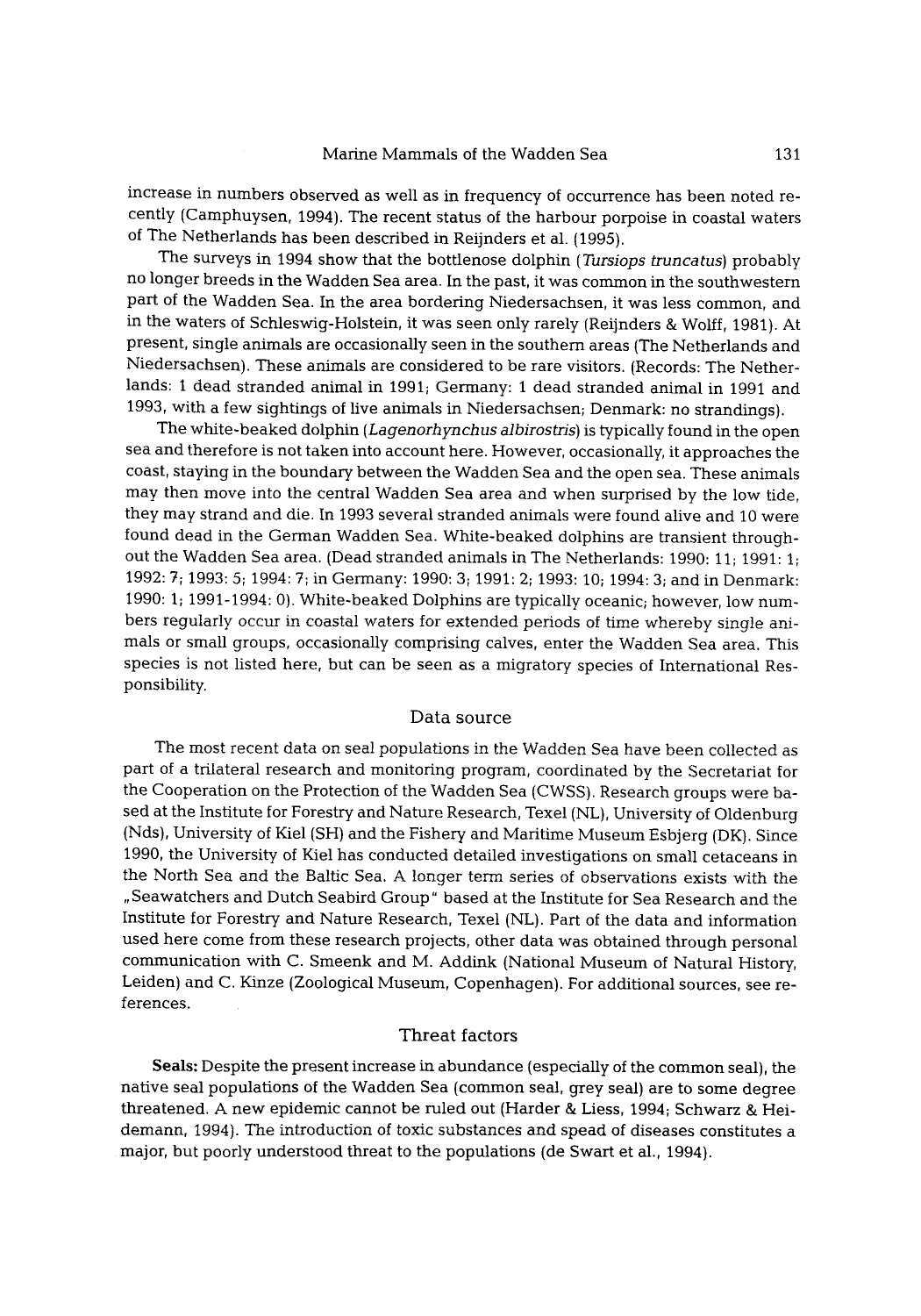increase in numbers observed as well as in frequency of occurrence has been noted recently (Camphuysen, 1994). The recent status of the harbour porpoise in coastal waters of The Netherlands has been described in Reijnders et al. (1995).

The surveys in 1994 show that the bottlenose dolphin (*Tursiops truncatus*) probably no longer breeds in the Wadden Sea area. In the past, it was common in the southwestern part of the Wadden Sea. In the area bordering Niedersachsen, it was less common, and in the waters of Schleswig-Holstein, it was seen only rarely (Reijnders & Wolff, 1981). At present, single animals are occasionally seen in the southern areas (The Netherlands and Niedersachsen). These animals are considered to be rare visitors. (Records: The Netherlands: 1 dead stranded animal in 1991; Germany: 1 dead stranded animal in 1991 and 1993, with a few sightings of live animals in Niedersachsen; Denmark: no strandings).

The white-beaked dolphin (*Lagenorhynchus albirostris*) is typically found in the open sea and therefore is not taken into account here. However, occasionally, it approaches the coast, staying in the boundary between the Wadden Sea and the open sea. These animals may then move into the central Wadden Sea area and when surprised by the low tide, they may strand and die. In 1993 several stranded animals were found alive and 10 were found dead in the German Wadden Sea. White-beaked dolphins are transient throughout the Wadden Sea area. (Dead stranded animals in The Netherlands: 1990: 11; 1991: 1; 1992: 7; 1993: 5; 1994: 7; in Germany: 1990: 3; 1991: 2; 1993: 10; 1994: 3; and in Denmark: 1990: 1; 1991-1994: 0). White-beaked Dolphins are typically oceanic; however, low numbers regularly occur in coastal waters for extended periods of time whereby single animals or small groups, occasionally comprising calves, enter the Wadden Sea area. This species is not listed here, but can be seen as a migratory species of International Responsibility.

## Data source

The most recent data on seal populations in the Wadden Sea have been collected as part of a trilateral research and monitoring program, coordinated by the Secretariat for the Cooperation on the Protection of the Wadden Sea (CWSS). Research groups were based at the Institute for Forestry and Nature Research, Texel (NL), University of Oldenburg (Nds), University of Kiel (SH) and the Fishery and Maritime Museum Esbjerg (DK). Since 1990, the University of Kiel has conducted detailed investigations on small cetaceans in the North Sea and the Baltic Sea. A longer term series of observations exists with the „Seawatchers and Dutch Seabird Group" based at the Institute for Sea Research and the Institute for Forestry and Nature Research, Texel (NL). Part of the data and information used here come from these research projects, other data was obtained through personal communication with C. Smeenk and M. Addink (National Museum of Natural History, Leiden) and C. Kinze (Zoological Museum, Copenhagen). For additional sources, see references.

## Threat factors

**Seals:** Despite the present increase in abundance (especially of the common seal), the native seal populations of the Wadden Sea (common seal, grey seal) are to some degree threatened. A new epidemic cannot be ruled out (Harder & Liess, 1994; Schwarz & Heidemann, 1994). The introduction of toxic substances and spead of diseases constitutes a major, but poorly understood threat to the populations (de Swart et al., 1994).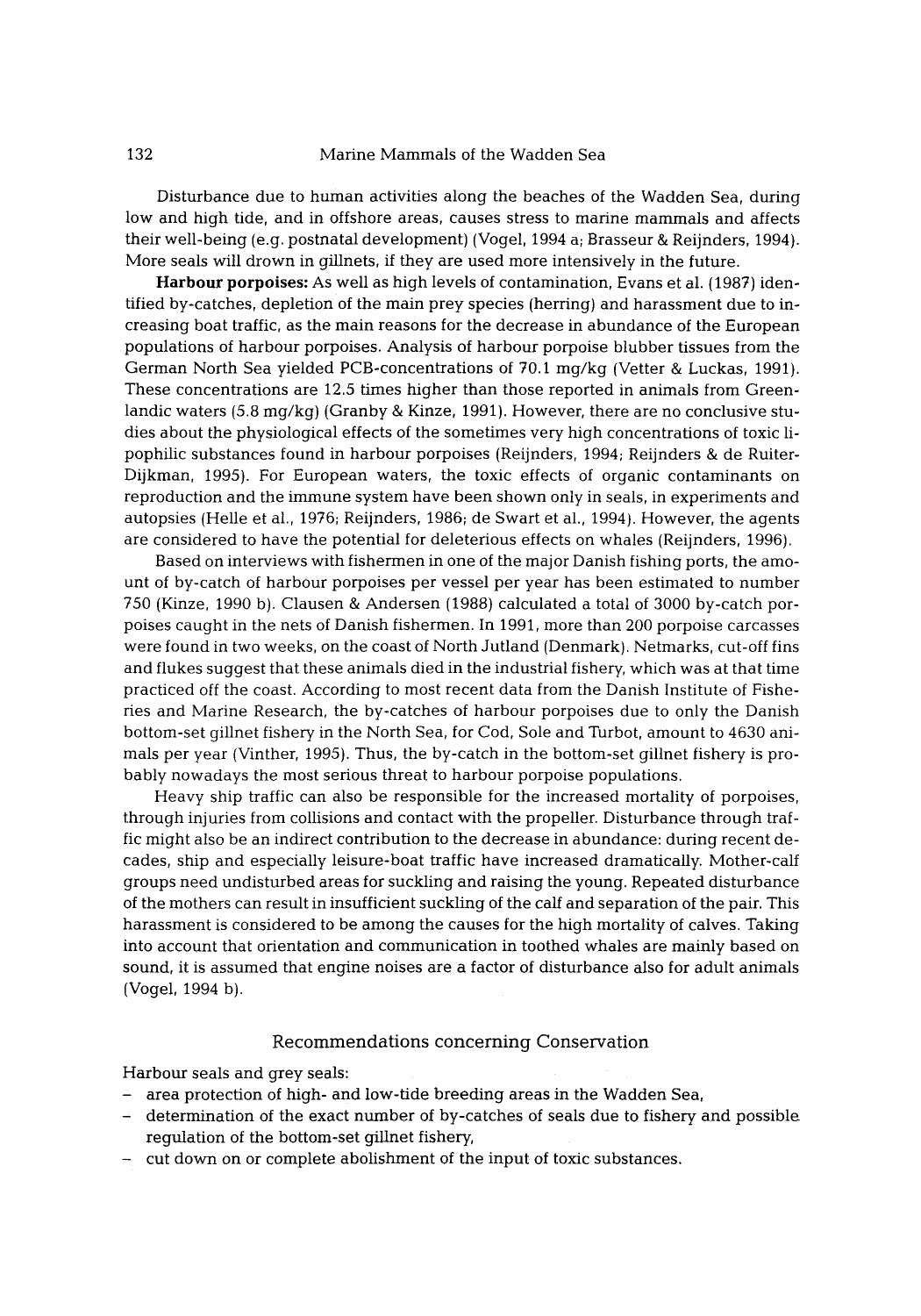Disturbance due to human activities along the beaches of the Wadden Sea, during low and high tide, and in offshore areas, causes stress to marine mammals and affects their well-being (e.g. postnatal development) (Vogel, 1994 a; Brasseur & Reijnders, 1994). More seals will drown in gillnets, if they are used more intensively in the future.

**Harbour porpoises:** As well as high levels of contamination, Evans et al. (1987) identified by-catches, depletion of the main prey species (herring) and harassment due to increasing boat traffic, as the main reasons for the decrease in abundance of the European populations of harbour porpoises. Analysis of harbour porpoise blubber tissues from the German North Sea yielded PCB-concentrations of 70.1 mg/kg (Vetter & Luckas, 1991). These concentrations are 12.5 times higher than those reported in animals from Greenlandic waters (5.8 mg/kg) (Granby & Kinze, 1991). However, there are no conclusive studies about the physiological effects of the sometimes very high concentrations of toxic lipophilic substances found in harbour porpoises (Reijnders, 1994; Reijnders & de Ruiter-Dijkman, 1995). For European waters, the toxic effects of organic contaminants on reproduction and the immune system have been shown only in seals, in experiments and autopsies (Helle et al., 1976; Reijnders, 1986; de Swart et al., 1994). However, the agents are considered to have the potential for deleterious effects on whales (Reijnders, 1996).

Based on interviews with fishermen in one of the major Danish fishing ports, the amount of by-catch of harbour porpoises per vessel per year has been estimated to number 750 (Kinze, 1990 b). Clausen & Andersen (1988) calculated a total of 3000 by-catch porpoises caught in the nets of Danish fishermen. In 1991, more than 200 porpoise carcasses were found in two weeks, on the coast of North Jutland (Denmark). Netmarks, cut-off fins and flukes suggest that these animals died in the industrial fishery, which was at that time practiced off the coast. According to most recent data from the Danish Institute of Fisheries and Marine Research, the by-catches of harbour porpoises due to only the Danish bottom-set gillnet fishery in the North Sea, for Cod, Sole and Turbot, amount to 4630 animals per year (Vinther, 1995). Thus, the by-catch in the bottom-set gillnet fishery is probably nowadays the most serious threat to harbour porpoise populations.

Heavy ship traffic can also be responsible for the increased mortality of porpoises, through injuries from collisions and contact with the propeller. Disturbance through traffic might also be an indirect contribution to the decrease in abundance: during recent decades, ship and especially leisure-boat traffic have increased dramatically. Mother-calf groups need undisturbed areas for suckling and raising the young. Repeated disturbance of the mothers can result in insufficient suckling of the calf and separation of the pair. This harassment is considered to be among the causes for the high mortality of calves. Taking into account that orientation and communication in toothed whales are mainly based on sound, it is assumed that engine noises are a factor of disturbance also for adult animals (Vogel, 1994 b).

## Recommendations concerning Conservation

Harbour seals and grey seals:

- area protection of high- and low-tide breeding areas in the Wadden Sea,
- determination of the exact number of by-catches of seals due to fishery and possible regulation of the bottom-set gillnet fishery,
- cut down on or complete abolishment of the input of toxic substances.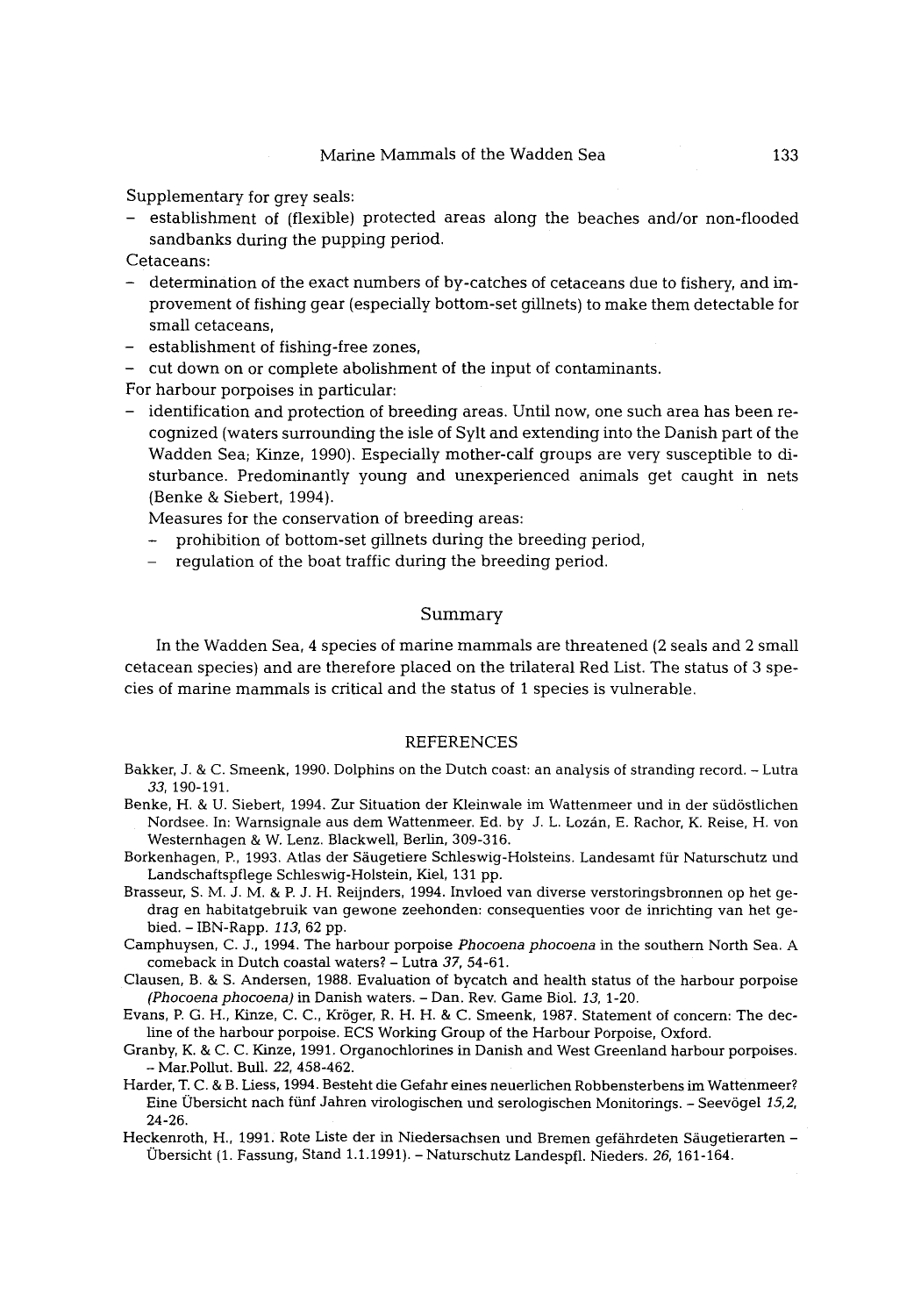Supplementary for grey seals:

- establishment of (flexible) protected areas along the beaches and/or non-flooded sandbanks during the pupping period.

Cetaceans:

- determination of the exact numbers of by-catches of cetaceans due to fishery, and improvement of fishing gear (especially bottom-set gillnets) to make them detectable for small cetaceans,
- establishment of fishing-free zones,
- cut down on or complete abolishment of the input of contaminants.

For harbour porpoises in particular:

- identification and protection of breeding areas. Until now, one such area has been recognized (waters surrounding the isle of Sylt and extending into the Danish part of the Wadden Sea; Kinze, 1990). Especially mother-calf groups are very susceptible to disturbance. Predominantly young and unexperienced animals get caught in nets (Benke & Siebert, 1994).

  Measures for the conservation of breeding areas:
  - prohibition of bottom-set gillnets during the breeding period,
  - regulation of the boat traffic during the breeding period.

## Summary

In the Wadden Sea, 4 species of marine mammals are threatened (2 seals and 2 small cetacean species) and are therefore placed on the trilateral Red List. The status of 3 species of marine mammals is critical and the status of 1 species is vulnerable.

## REFERENCES

Bakker, J. & C. Smeenk, 1990. Dolphins on the Dutch coast: an analysis of stranding record. – Lutra *33*, 190-191.

Benke, H. & U. Siebert, 1994. Zur Situation der Kleinwale im Wattenmeer und in der südöstlichen Nordsee. In: Warnsignale aus dem Wattenmeer. Ed. by J. L. Lozán, E. Rachor, K. Reise, H. von Westernhagen & W. Lenz. Blackwell, Berlin, 309-316.

Borkenhagen, P., 1993. Atlas der Säugetiere Schleswig-Holsteins. Landesamt für Naturschutz und Landschaftspflege Schleswig-Holstein, Kiel, 131 pp.

Brasseur, S. M. J. M. & P. J. H. Reijnders, 1994. Invloed van diverse verstoringsbronnen op het gedrag en habitatgebruik van gewone zeehonden: consequenties voor de inrichting van het gebied. – IBN-Rapp. *113*, 62 pp.

Camphuysen, C. J., 1994. The harbour porpoise *Phocoena phocoena* in the southern North Sea. A comeback in Dutch coastal waters? – Lutra *37*, 54-61.

Clausen, B. & S. Andersen, 1988. Evaluation of bycatch and health status of the harbour porpoise *(Phocoena phocoena)* in Danish waters. – Dan. Rev. Game Biol. *13*, 1-20.

Evans, P. G. H., Kinze, C. C., Kröger, R. H. H. & C. Smeenk, 1987. Statement of concern: The decline of the harbour porpoise. ECS Working Group of the Harbour Porpoise, Oxford.

Granby, K. & C. C. Kinze, 1991. Organochlorines in Danish and West Greenland harbour porpoises. – Mar.Pollut. Bull. *22*, 458-462.

Harder, T. C. & B. Liess, 1994. Besteht die Gefahr eines neuerlichen Robbensterbens im Wattenmeer? Eine Übersicht nach fünf Jahren virologischen und serologischen Monitorings. – Seevögel *15,2*, 24-26.

Heckenroth, H., 1991. Rote Liste der in Niedersachsen und Bremen gefährdeten Säugetierarten – Übersicht (1. Fassung, Stand 1.1.1991). – Naturschutz Landespfl. Nieders. *26*, 161-164.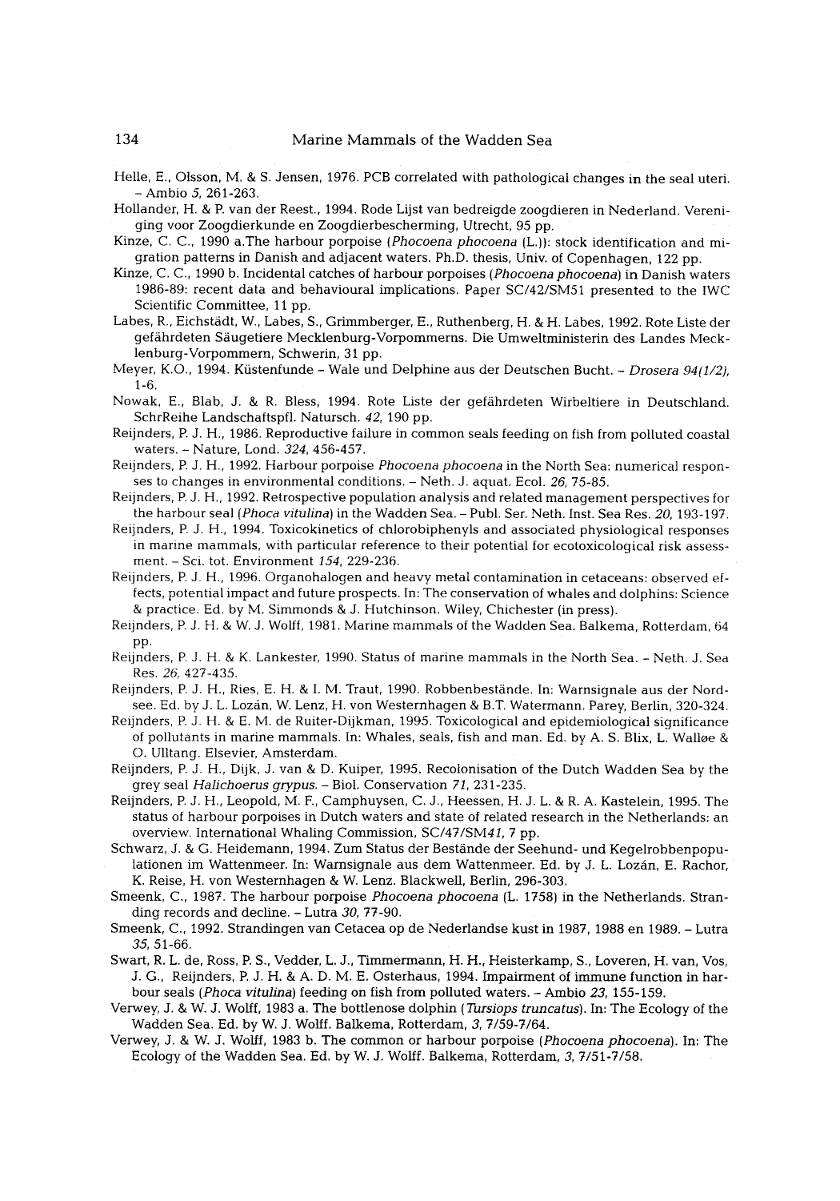Helle, E., Olsson, M. & S. Jensen, 1976. PCB correlated with pathological changes in the seal uteri. – Ambio *5*, 261-263.

Hollander, H. & P. van der Reest., 1994. Rode Lijst van bedreigde zoogdieren in Nederland. Vereniging voor Zoogdierkunde en Zoogdierbescherming, Utrecht, 95 pp.

Kinze, C. C., 1990 a.The harbour porpoise (*Phocoena phocoena* (L.)): stock identification and migration patterns in Danish and adjacent waters. Ph.D. thesis, Univ. of Copenhagen, 122 pp.

Kinze, C. C., 1990 b. Incidental catches of harbour porpoises (*Phocoena phocoena*) in Danish waters 1986-89: recent data and behavioural implications. Paper SC/42/SM51 presented to the IWC Scientific Committee, 11 pp.

Labes, R., Eichstädt, W., Labes, S., Grimmberger, E., Ruthenberg, H. & H. Labes, 1992. Rote Liste der gefährdeten Säugetiere Mecklenburg-Vorpommerns. Die Umweltministerin des Landes Mecklenburg-Vorpommern, Schwerin, 31 pp.

Meyer, K.O., 1994. Küstenfunde – Wale und Delphine aus der Deutschen Bucht. – *Drosera 94(1/2)*, 1-6.

Nowak, E., Blab, J. & R. Bless, 1994. Rote Liste der gefährdeten Wirbeltiere in Deutschland. SchrReihe Landschaftspfl. Natursch. *42*, 190 pp.

Reijnders, P. J. H., 1986. Reproductive failure in common seals feeding on fish from polluted coastal waters. – Nature, Lond. *324*, 456-457.

Reijnders, P. J. H., 1992. Harbour porpoise *Phocoena phocoena* in the North Sea: numerical responses to changes in environmental conditions. – Neth. J. aquat. Ecol. *26*, 75-85.

Reijnders, P. J. H., 1992. Retrospective population analysis and related management perspectives for the harbour seal (*Phoca vitulina*) in the Wadden Sea. – Publ. Ser. Neth. Inst. Sea Res. *20*, 193-197.

Reijnders, P. J. H., 1994. Toxicokinetics of chlorobiphenyls and associated physiological responses in marine mammals, with particular reference to their potential for ecotoxicological risk assessment. – Sci. tot. Environment *154*, 229-236.

Reijnders, P. J. H., 1996. Organohalogen and heavy metal contamination in cetaceans: observed effects, potential impact and future prospects. In: The conservation of whales and dolphins: Science & practice. Ed. by M. Simmonds & J. Hutchinson. Wiley, Chichester (in press).

Reijnders, P. J. H. & W. J. Wolff, 1981. Marine mammals of the Wadden Sea. Balkema, Rotterdam, 64 pp.

Reijnders, P. J. H. & K. Lankester, 1990. Status of marine mammals in the North Sea. – Neth. J. Sea Res. *26*, 427-435.

Reijnders, P. J. H., Ries, E. H. & I. M. Traut, 1990. Robbenbestände. In: Warnsignale aus der Nordsee. Ed. by J. L. Lozán, W. Lenz, H. von Westernhagen & B.T. Watermann. Parey, Berlin, 320-324.

Reijnders, P. J. H. & E. M. de Ruiter-Dijkman, 1995. Toxicological and epidemiological significance of pollutants in marine mammals. In: Whales, seals, fish and man. Ed. by A. S. Blix, L. Walløe & O. Ulltang. Elsevier, Amsterdam.

Reijnders, P. J. H., Dijk, J. van & D. Kuiper, 1995. Recolonisation of the Dutch Wadden Sea by the grey seal *Halichoerus grypus*. – Biol. Conservation *71*, 231-235.

Reijnders, P. J. H., Leopold, M. F., Camphuysen, C. J., Heessen, H. J. L. & R. A. Kastelein, 1995. The status of harbour porpoises in Dutch waters and state of related research in the Netherlands: an overview. International Whaling Commission, SC/47/SM*41*, 7 pp.

Schwarz, J. & G. Heidemann, 1994. Zum Status der Bestände der Seehund- und Kegelrobbenpopulationen im Wattenmeer. In: Warnsignale aus dem Wattenmeer. Ed. by J. L. Lozán, E. Rachor, K. Reise, H. von Westernhagen & W. Lenz. Blackwell, Berlin, 296-303.

Smeenk, C., 1987. The harbour porpoise *Phocoena phocoena* (L. 1758) in the Netherlands. Stranding records and decline. – Lutra *30*, 77-90.

Smeenk, C., 1992. Strandingen van Cetacea op de Nederlandse kust in 1987, 1988 en 1989. – Lutra *35*, 51-66.

Swart, R. L. de, Ross, P. S., Vedder, L. J., Timmermann, H. H., Heisterkamp, S., Loveren, H. van, Vos, J. G., Reijnders, P. J. H. & A. D. M. E. Osterhaus, 1994. Impairment of immune function in harbour seals (*Phoca vitulina*) feeding on fish from polluted waters. – Ambio *23*, 155-159.

Verwey, J. & W. J. Wolff, 1983 a. The bottlenose dolphin (*Tursiops truncatus*). In: The Ecology of the Wadden Sea. Ed. by W. J. Wolff. Balkema, Rotterdam, *3*, 7/59-7/64.

Verwey, J. & W. J. Wolff, 1983 b. The common or harbour porpoise (*Phocoena phocoena*). In: The Ecology of the Wadden Sea. Ed. by W. J. Wolff. Balkema, Rotterdam, *3*, 7/51-7/58.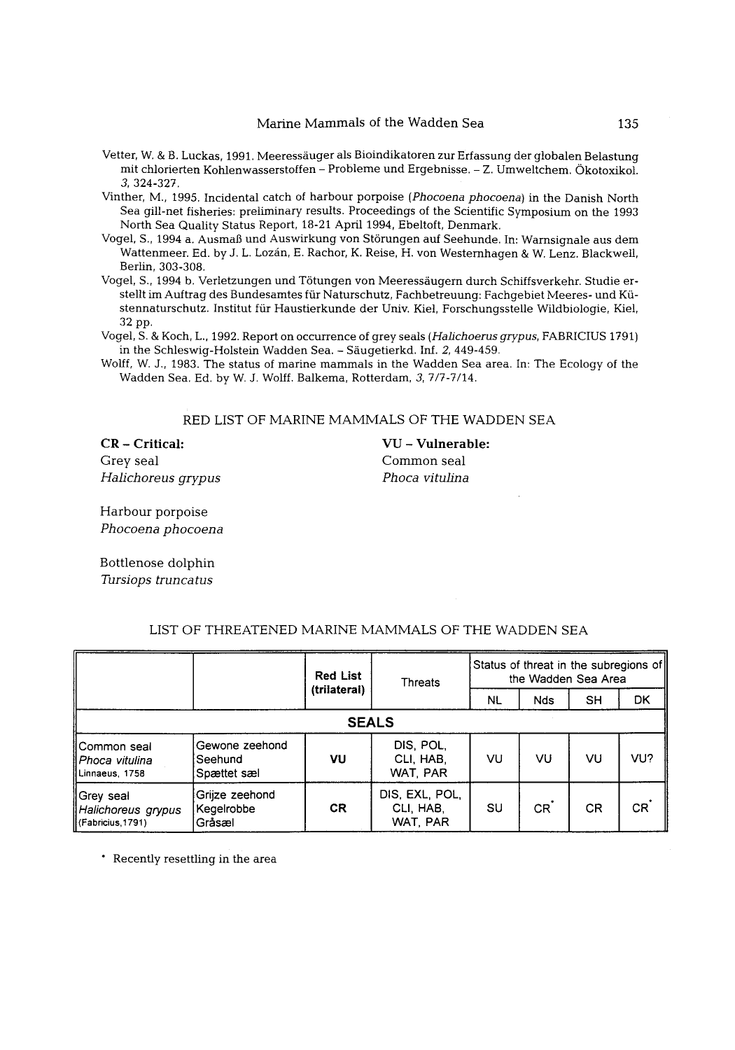Vetter, W. & B. Luckas, 1991. Meeressäuger als Bioindikatoren zur Erfassung der globalen Belastung mit chlorierten Kohlenwasserstoffen – Probleme und Ergebnisse. – Z. Umweltchem. Ökotoxikol. *3*, 324-327.

Vinther, M., 1995. Incidental catch of harbour porpoise (*Phocoena phocoena*) in the Danish North Sea gill-net fisheries: preliminary results. Proceedings of the Scientific Symposium on the 1993 North Sea Quality Status Report, 18-21 April 1994, Ebeltoft, Denmark.

Vogel, S., 1994 a. Ausmaß und Auswirkung von Störungen auf Seehunde. In: Warnsignale aus dem Wattenmeer. Ed. by J. L. Lozán, E. Rachor, K. Reise, H. von Westernhagen & W. Lenz. Blackwell, Berlin, 303-308.

Vogel, S., 1994 b. Verletzungen und Tötungen von Meeressäugern durch Schiffsverkehr. Studie erstellt im Auftrag des Bundesamtes für Naturschutz, Fachbetreuung: Fachgebiet Meeres- und Küstennaturschutz. Institut für Haustierkunde der Univ. Kiel, Forschungsstelle Wildbiologie, Kiel, 32 pp.

Vogel, S. & Koch, L., 1992. Report on occurrence of grey seals (*Halichoerus grypus*, FABRICIUS 1791) in the Schleswig-Holstein Wadden Sea. – Säugetierkd. Inf. *2*, 449-459.

Wolff, W. J., 1983. The status of marine mammals in the Wadden Sea area. In: The Ecology of the Wadden Sea. Ed. by W. J. Wolff. Balkema, Rotterdam, *3*, 7/7-7/14.

## RED LIST OF MARINE MAMMALS OF THE WADDEN SEA

**CR – Critical:**

Grey seal
*Halichoreus grypus*

Harbour porpoise
*Phocoena phocoena*

Bottlenose dolphin
*Tursiops truncatus*

**VU – Vulnerable:**

Common seal
*Phoca vitulina*

## LIST OF THREATENED MARINE MAMMALS OF THE WADDEN SEA

| | | Red List (trilateral) | Threats | Status of threat in the subregions of the Wadden Sea Area | | | |
|---|---|---|---|---|---|---|---|
| | | | | NL | Nds | SH | DK |
| **SEALS** | | | | | | | |
| Common seal *Phoca vitulina* Linnaeus, 1758 | Gewone zeehond Seehund Spættet sæl | **VU** | DIS, POL, CLI, HAB, WAT, PAR | VU | VU | VU | VU? |
| Grey seal *Halichoreus grypus* (Fabricius,1791) | Grijze zeehond Kegelrobbe Gråsæl | **CR** | DIS, EXL, POL, CLI, HAB, WAT, PAR | SU | CR* | CR | CR* |

\* Recently resettling in the area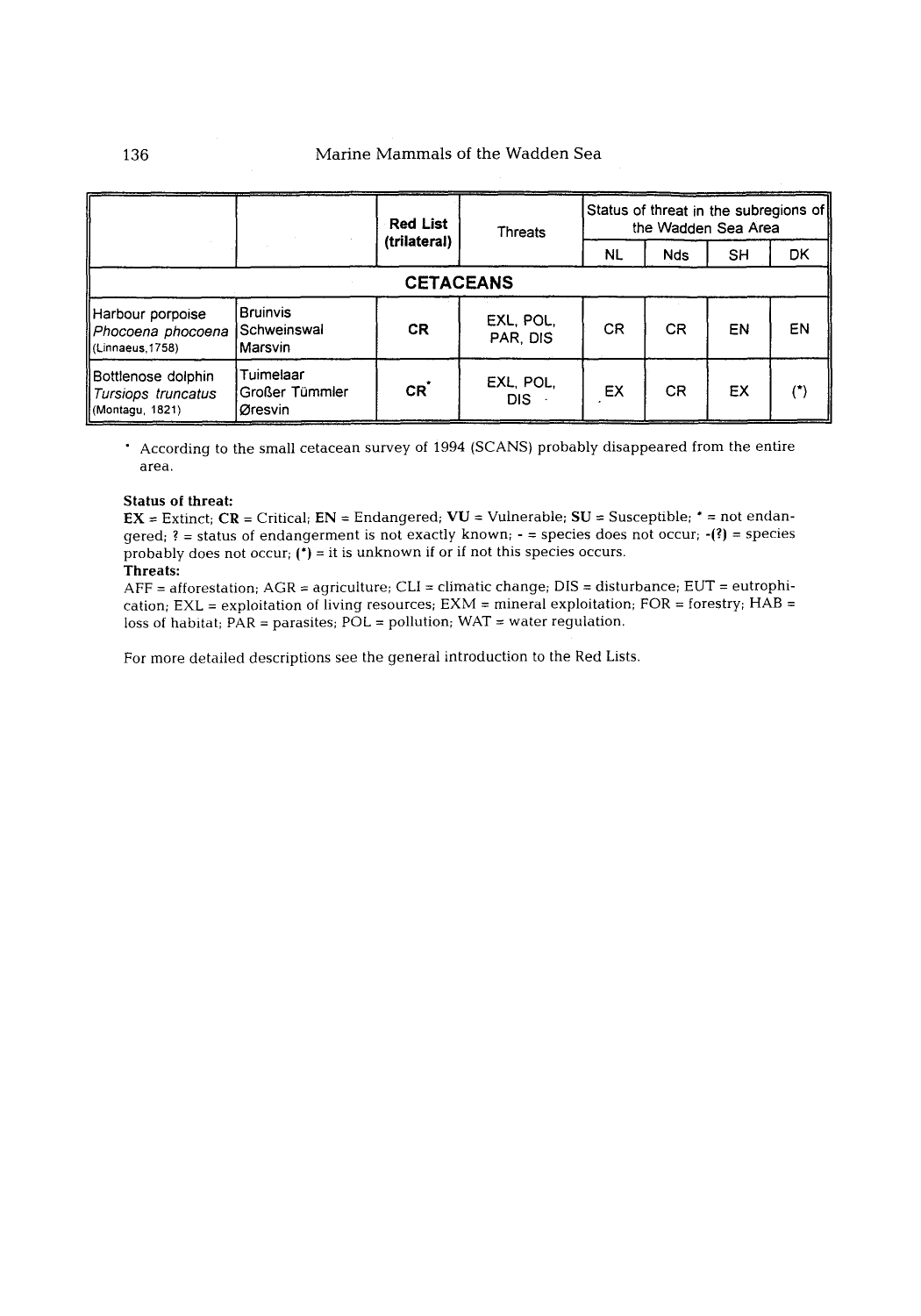| | | Red List (trilateral) | Threats | Status of threat in the subregions of the Wadden Sea Area | | | |
|---|---|---|---|---|---|---|---|
| | | | | NL | Nds | SH | DK |
| **CETACEANS** | | | | | | | |
| Harbour porpoise *Phocoena phocoena* (Linnaeus,1758) | Bruinvis Schweinswal Marsvin | **CR** | EXL, POL, PAR, DIS | CR | CR | EN | EN |
| Bottlenose dolphin *Tursiops truncatus* (Montagu, 1821) | Tuimelaar Großer Tümmler Øresvin | **CR**[•] | EXL, POL, DIS | EX | CR | EX | (*) |

[•] According to the small cetacean survey of 1994 (SCANS) probably disappeared from the entire area.

**Status of threat:**
**EX** = Extinct; **CR** = Critical; **EN** = Endangered; **VU** = Vulnerable; **SU** = Susceptible; **•** = not endangered; **?** = status of endangerment is not exactly known; **-** = species does not occur; **-(?)** = species probably does not occur; **(*)** = it is unknown if or if not this species occurs.

**Threats:**
AFF = afforestation; AGR = agriculture; CLI = climatic change; DIS = disturbance; EUT = eutrophication; EXL = exploitation of living resources; EXM = mineral exploitation; FOR = forestry; HAB = loss of habitat; PAR = parasites; POL = pollution; WAT = water regulation.

For more detailed descriptions see the general introduction to the Red Lists.